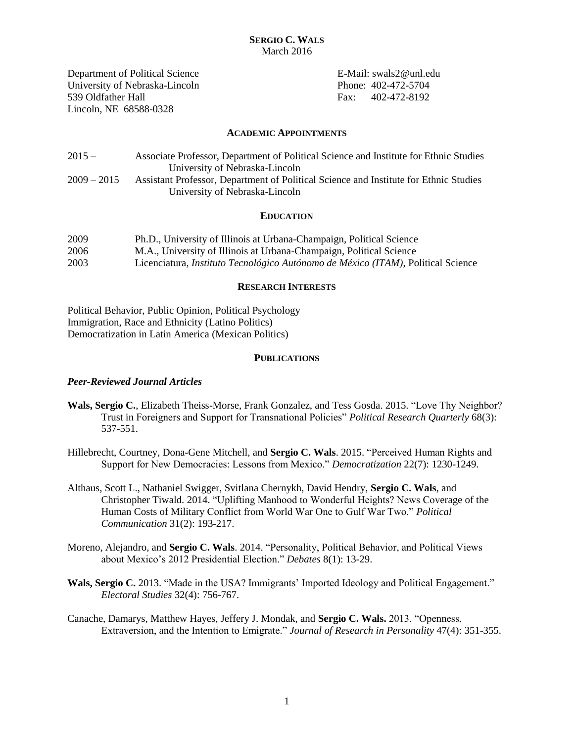**SERGIO C. WALS**
March 2016

Department of Political Science
University of Nebraska-Lincoln
539 Oldfather Hall
Lincoln, NE 68588-0328

E-Mail: swals2@unl.edu
Phone: 402-472-5704
Fax: 402-472-8192

## ACADEMIC APPOINTMENTS

2015 – Associate Professor, Department of Political Science and Institute for Ethnic Studies
University of Nebraska-Lincoln

2009 – 2015 Assistant Professor, Department of Political Science and Institute for Ethnic Studies
University of Nebraska-Lincoln

## EDUCATION

2009 Ph.D., University of Illinois at Urbana-Champaign, Political Science

2006 M.A., University of Illinois at Urbana-Champaign, Political Science

2003 Licenciatura, *Instituto Tecnológico Autónomo de México (ITAM)*, Political Science

## RESEARCH INTERESTS

Political Behavior, Public Opinion, Political Psychology
Immigration, Race and Ethnicity (Latino Politics)
Democratization in Latin America (Mexican Politics)

## PUBLICATIONS

### *Peer-Reviewed Journal Articles*

**Wals, Sergio C.**, Elizabeth Theiss-Morse, Frank Gonzalez, and Tess Gosda. 2015. "Love Thy Neighbor? Trust in Foreigners and Support for Transnational Policies" *Political Research Quarterly* 68(3): 537-551.

Hillebrecht, Courtney, Dona-Gene Mitchell, and **Sergio C. Wals**. 2015. "Perceived Human Rights and Support for New Democracies: Lessons from Mexico." *Democratization* 22(7): 1230-1249.

Althaus, Scott L., Nathaniel Swigger, Svitlana Chernykh, David Hendry, **Sergio C. Wals**, and Christopher Tiwald. 2014. "Uplifting Manhood to Wonderful Heights? News Coverage of the Human Costs of Military Conflict from World War One to Gulf War Two." *Political Communication* 31(2): 193-217.

Moreno, Alejandro, and **Sergio C. Wals**. 2014. "Personality, Political Behavior, and Political Views about Mexico's 2012 Presidential Election." *Debates* 8(1): 13-29.

**Wals, Sergio C.** 2013. "Made in the USA? Immigrants' Imported Ideology and Political Engagement." *Electoral Studies* 32(4): 756-767.

Canache, Damarys, Matthew Hayes, Jeffery J. Mondak, and **Sergio C. Wals.** 2013. "Openness, Extraversion, and the Intention to Emigrate." *Journal of Research in Personality* 47(4): 351-355.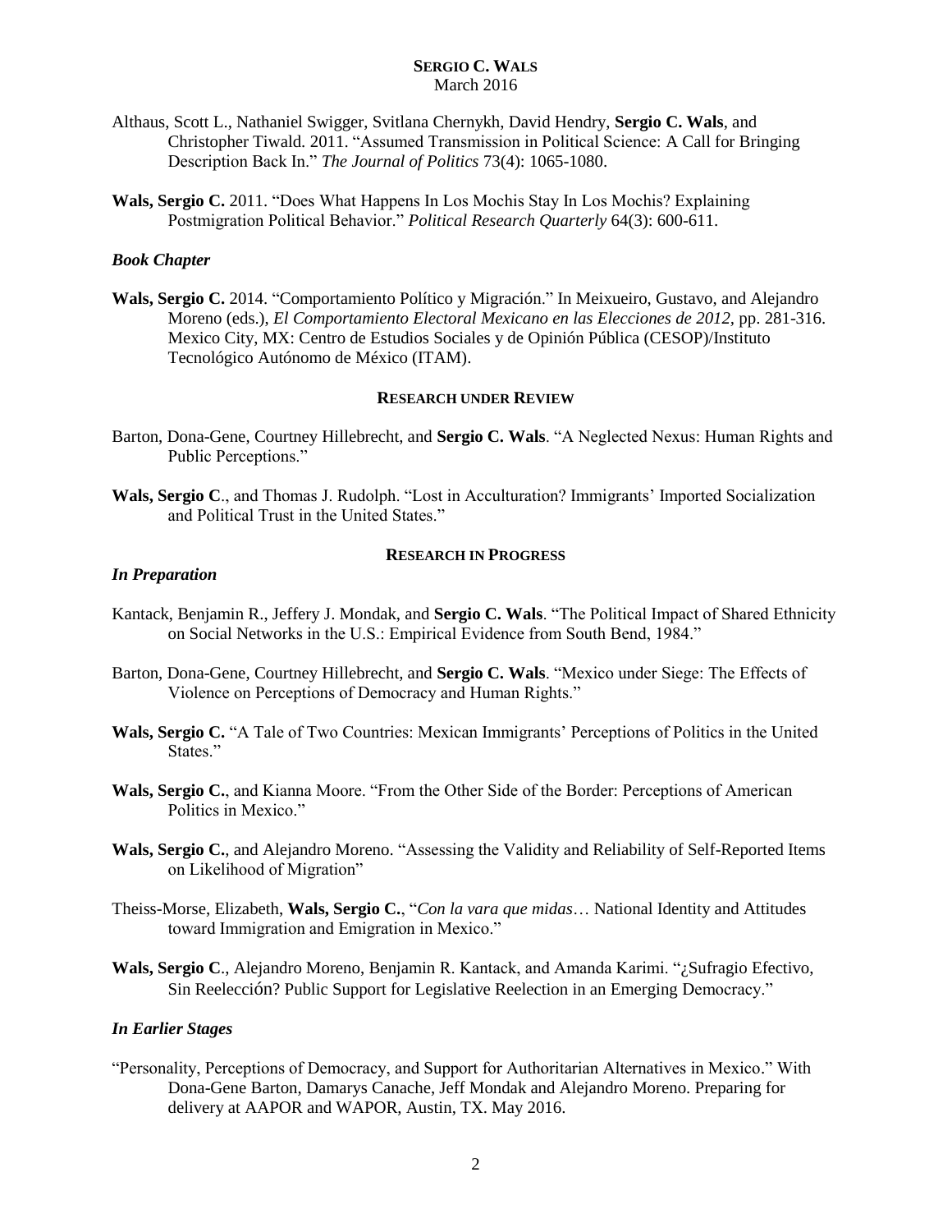Althaus, Scott L., Nathaniel Swigger, Svitlana Chernykh, David Hendry, **Sergio C. Wals**, and Christopher Tiwald. 2011. "Assumed Transmission in Political Science: A Call for Bringing Description Back In." *The Journal of Politics* 73(4): 1065-1080.

**Wals, Sergio C.** 2011. "Does What Happens In Los Mochis Stay In Los Mochis? Explaining Postmigration Political Behavior." *Political Research Quarterly* 64(3): 600-611.

### *Book Chapter*

**Wals, Sergio C.** 2014. "Comportamiento Político y Migración." In Meixueiro, Gustavo, and Alejandro Moreno (eds.), *El Comportamiento Electoral Mexicano en las Elecciones de 2012*, pp. 281-316. Mexico City, MX: Centro de Estudios Sociales y de Opinión Pública (CESOP)/Instituto Tecnológico Autónomo de México (ITAM).

## RESEARCH UNDER REVIEW

Barton, Dona-Gene, Courtney Hillebrecht, and **Sergio C. Wals**. "A Neglected Nexus: Human Rights and Public Perceptions."

**Wals, Sergio C**., and Thomas J. Rudolph. "Lost in Acculturation? Immigrants' Imported Socialization and Political Trust in the United States."

## RESEARCH IN PROGRESS

### *In Preparation*

Kantack, Benjamin R., Jeffery J. Mondak, and **Sergio C. Wals**. "The Political Impact of Shared Ethnicity on Social Networks in the U.S.: Empirical Evidence from South Bend, 1984."

Barton, Dona-Gene, Courtney Hillebrecht, and **Sergio C. Wals**. "Mexico under Siege: The Effects of Violence on Perceptions of Democracy and Human Rights."

**Wals, Sergio C.** "A Tale of Two Countries: Mexican Immigrants' Perceptions of Politics in the United States."

**Wals, Sergio C.**, and Kianna Moore. "From the Other Side of the Border: Perceptions of American Politics in Mexico."

**Wals, Sergio C.**, and Alejandro Moreno. "Assessing the Validity and Reliability of Self-Reported Items on Likelihood of Migration"

Theiss-Morse, Elizabeth, **Wals, Sergio C.**, "*Con la vara que midas*… National Identity and Attitudes toward Immigration and Emigration in Mexico."

**Wals, Sergio C**., Alejandro Moreno, Benjamin R. Kantack, and Amanda Karimi. "¿Sufragio Efectivo, Sin Reelección? Public Support for Legislative Reelection in an Emerging Democracy."

### *In Earlier Stages*

"Personality, Perceptions of Democracy, and Support for Authoritarian Alternatives in Mexico." With Dona-Gene Barton, Damarys Canache, Jeff Mondak and Alejandro Moreno. Preparing for delivery at AAPOR and WAPOR, Austin, TX. May 2016.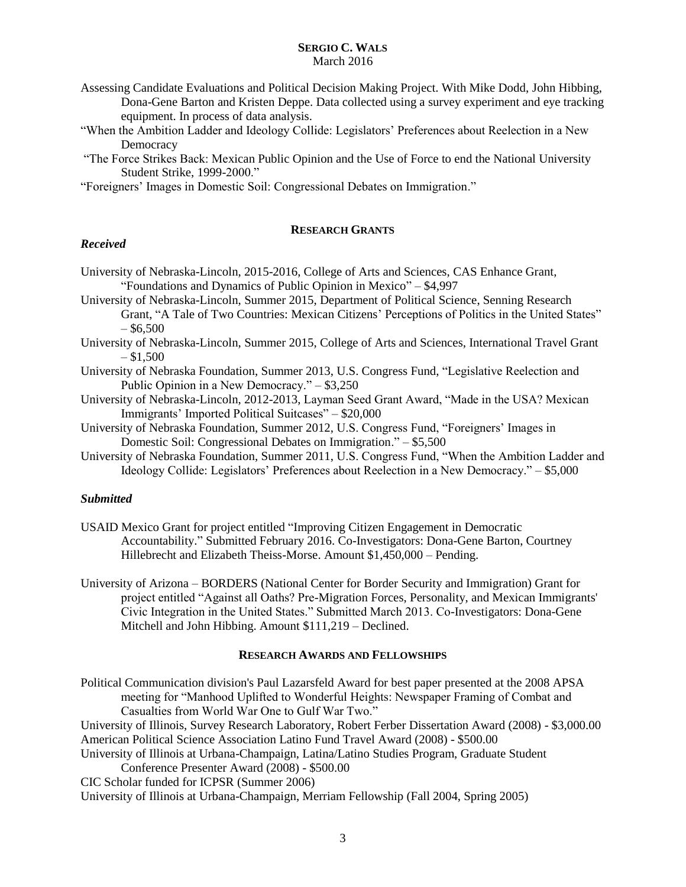Assessing Candidate Evaluations and Political Decision Making Project. With Mike Dodd, John Hibbing, Dona-Gene Barton and Kristen Deppe. Data collected using a survey experiment and eye tracking equipment. In process of data analysis.

"When the Ambition Ladder and Ideology Collide: Legislators' Preferences about Reelection in a New Democracy

"The Force Strikes Back: Mexican Public Opinion and the Use of Force to end the National University Student Strike, 1999-2000."

"Foreigners' Images in Domestic Soil: Congressional Debates on Immigration."

## RESEARCH GRANTS

### *Received*

University of Nebraska-Lincoln, 2015-2016, College of Arts and Sciences, CAS Enhance Grant, "Foundations and Dynamics of Public Opinion in Mexico" – $4,997

University of Nebraska-Lincoln, Summer 2015, Department of Political Science, Senning Research Grant, "A Tale of Two Countries: Mexican Citizens' Perceptions of Politics in the United States" – $6,500

University of Nebraska-Lincoln, Summer 2015, College of Arts and Sciences, International Travel Grant – $1,500

University of Nebraska Foundation, Summer 2013, U.S. Congress Fund, "Legislative Reelection and Public Opinion in a New Democracy." – $3,250

University of Nebraska-Lincoln, 2012-2013, Layman Seed Grant Award, "Made in the USA? Mexican Immigrants' Imported Political Suitcases" – $20,000

University of Nebraska Foundation, Summer 2012, U.S. Congress Fund, "Foreigners' Images in Domestic Soil: Congressional Debates on Immigration." – $5,500

University of Nebraska Foundation, Summer 2011, U.S. Congress Fund, "When the Ambition Ladder and Ideology Collide: Legislators' Preferences about Reelection in a New Democracy." – $5,000

### *Submitted*

USAID Mexico Grant for project entitled "Improving Citizen Engagement in Democratic Accountability." Submitted February 2016. Co-Investigators: Dona-Gene Barton, Courtney Hillebrecht and Elizabeth Theiss-Morse. Amount $1,450,000 – Pending.

University of Arizona – BORDERS (National Center for Border Security and Immigration) Grant for project entitled "Against all Oaths? Pre-Migration Forces, Personality, and Mexican Immigrants' Civic Integration in the United States." Submitted March 2013. Co-Investigators: Dona-Gene Mitchell and John Hibbing. Amount $111,219 – Declined.

## RESEARCH AWARDS AND FELLOWSHIPS

Political Communication division's Paul Lazarsfeld Award for best paper presented at the 2008 APSA meeting for "Manhood Uplifted to Wonderful Heights: Newspaper Framing of Combat and Casualties from World War One to Gulf War Two."

University of Illinois, Survey Research Laboratory, Robert Ferber Dissertation Award (2008) - $3,000.00

American Political Science Association Latino Fund Travel Award (2008) - $500.00

University of Illinois at Urbana-Champaign, Latina/Latino Studies Program, Graduate Student Conference Presenter Award (2008) - $500.00

CIC Scholar funded for ICPSR (Summer 2006)

University of Illinois at Urbana-Champaign, Merriam Fellowship (Fall 2004, Spring 2005)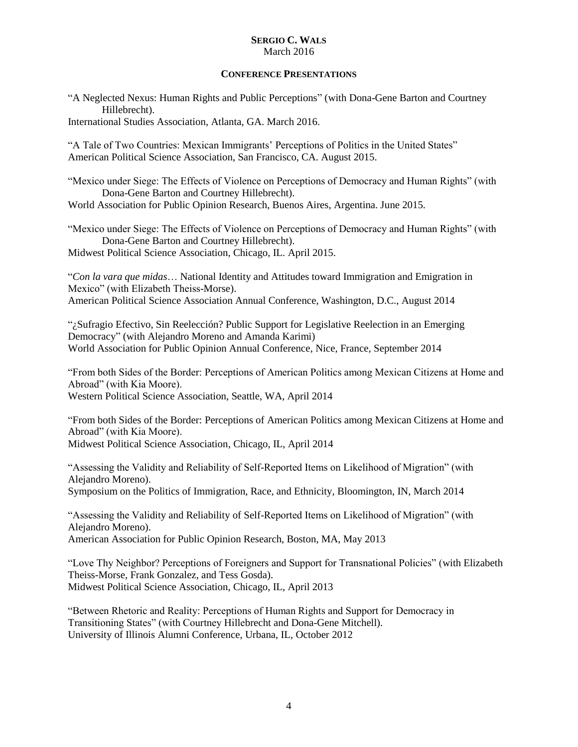**SERGIO C. WALS**
March 2016

## CONFERENCE PRESENTATIONS

"A Neglected Nexus: Human Rights and Public Perceptions" (with Dona-Gene Barton and Courtney Hillebrecht).
International Studies Association, Atlanta, GA. March 2016.

"A Tale of Two Countries: Mexican Immigrants' Perceptions of Politics in the United States"
American Political Science Association, San Francisco, CA. August 2015.

"Mexico under Siege: The Effects of Violence on Perceptions of Democracy and Human Rights" (with Dona-Gene Barton and Courtney Hillebrecht).
World Association for Public Opinion Research, Buenos Aires, Argentina. June 2015.

"Mexico under Siege: The Effects of Violence on Perceptions of Democracy and Human Rights" (with Dona-Gene Barton and Courtney Hillebrecht).
Midwest Political Science Association, Chicago, IL. April 2015.

"*Con la vara que midas*… National Identity and Attitudes toward Immigration and Emigration in Mexico" (with Elizabeth Theiss-Morse).
American Political Science Association Annual Conference, Washington, D.C., August 2014

"¿Sufragio Efectivo, Sin Reelección? Public Support for Legislative Reelection in an Emerging Democracy" (with Alejandro Moreno and Amanda Karimi)
World Association for Public Opinion Annual Conference, Nice, France, September 2014

"From both Sides of the Border: Perceptions of American Politics among Mexican Citizens at Home and Abroad" (with Kia Moore).
Western Political Science Association, Seattle, WA, April 2014

"From both Sides of the Border: Perceptions of American Politics among Mexican Citizens at Home and Abroad" (with Kia Moore).
Midwest Political Science Association, Chicago, IL, April 2014

"Assessing the Validity and Reliability of Self-Reported Items on Likelihood of Migration" (with Alejandro Moreno).
Symposium on the Politics of Immigration, Race, and Ethnicity, Bloomington, IN, March 2014

"Assessing the Validity and Reliability of Self-Reported Items on Likelihood of Migration" (with Alejandro Moreno).
American Association for Public Opinion Research, Boston, MA, May 2013

"Love Thy Neighbor? Perceptions of Foreigners and Support for Transnational Policies" (with Elizabeth Theiss-Morse, Frank Gonzalez, and Tess Gosda).
Midwest Political Science Association, Chicago, IL, April 2013

"Between Rhetoric and Reality: Perceptions of Human Rights and Support for Democracy in Transitioning States" (with Courtney Hillebrecht and Dona-Gene Mitchell).
University of Illinois Alumni Conference, Urbana, IL, October 2012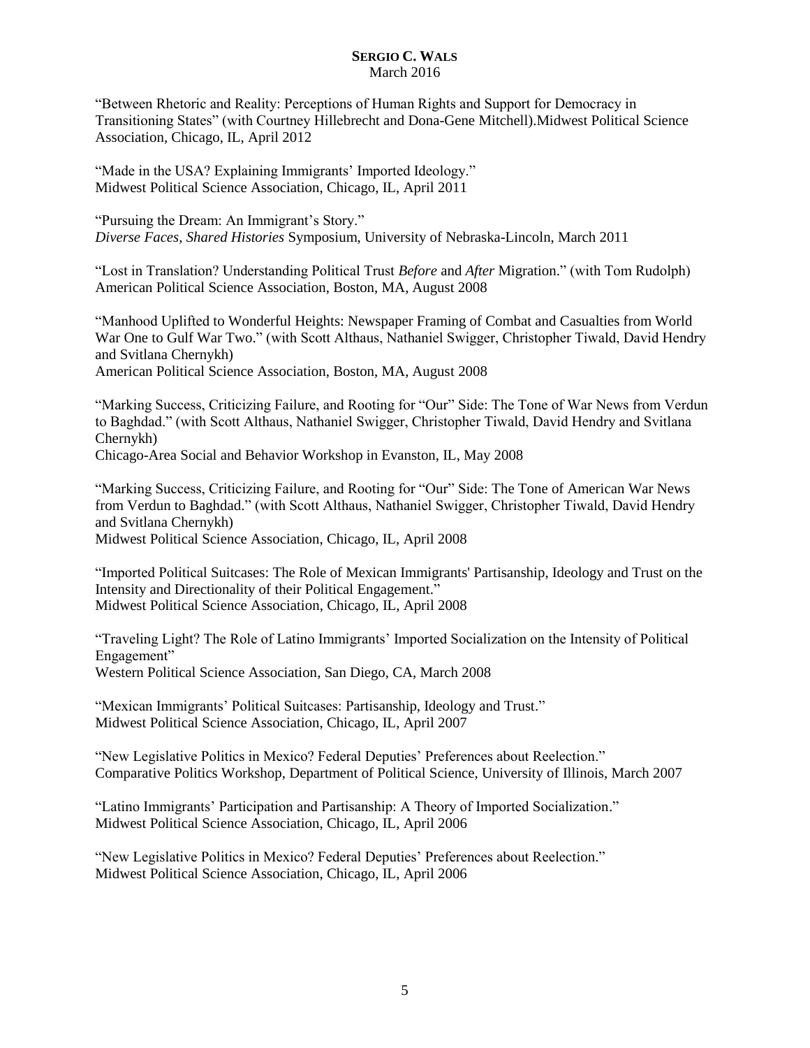“Between Rhetoric and Reality: Perceptions of Human Rights and Support for Democracy in Transitioning States” (with Courtney Hillebrecht and Dona-Gene Mitchell).Midwest Political Science Association, Chicago, IL, April 2012

“Made in the USA? Explaining Immigrants’ Imported Ideology.”
Midwest Political Science Association, Chicago, IL, April 2011

“Pursuing the Dream: An Immigrant’s Story.”
*Diverse Faces, Shared Histories* Symposium, University of Nebraska-Lincoln, March 2011

“Lost in Translation? Understanding Political Trust *Before* and *After* Migration.” (with Tom Rudolph)
American Political Science Association, Boston, MA, August 2008

“Manhood Uplifted to Wonderful Heights: Newspaper Framing of Combat and Casualties from World War One to Gulf War Two.” (with Scott Althaus, Nathaniel Swigger, Christopher Tiwald, David Hendry and Svitlana Chernykh)
American Political Science Association, Boston, MA, August 2008

“Marking Success, Criticizing Failure, and Rooting for “Our” Side: The Tone of War News from Verdun to Baghdad.” (with Scott Althaus, Nathaniel Swigger, Christopher Tiwald, David Hendry and Svitlana Chernykh)
Chicago-Area Social and Behavior Workshop in Evanston, IL, May 2008

“Marking Success, Criticizing Failure, and Rooting for “Our” Side: The Tone of American War News from Verdun to Baghdad.” (with Scott Althaus, Nathaniel Swigger, Christopher Tiwald, David Hendry and Svitlana Chernykh)
Midwest Political Science Association, Chicago, IL, April 2008

“Imported Political Suitcases: The Role of Mexican Immigrants' Partisanship, Ideology and Trust on the Intensity and Directionality of their Political Engagement.”
Midwest Political Science Association, Chicago, IL, April 2008

“Traveling Light? The Role of Latino Immigrants’ Imported Socialization on the Intensity of Political Engagement”
Western Political Science Association, San Diego, CA, March 2008

“Mexican Immigrants’ Political Suitcases: Partisanship, Ideology and Trust.”
Midwest Political Science Association, Chicago, IL, April 2007

“New Legislative Politics in Mexico? Federal Deputies’ Preferences about Reelection.”
Comparative Politics Workshop, Department of Political Science, University of Illinois, March 2007

“Latino Immigrants’ Participation and Partisanship: A Theory of Imported Socialization.”
Midwest Political Science Association, Chicago, IL, April 2006

“New Legislative Politics in Mexico? Federal Deputies’ Preferences about Reelection.”
Midwest Political Science Association, Chicago, IL, April 2006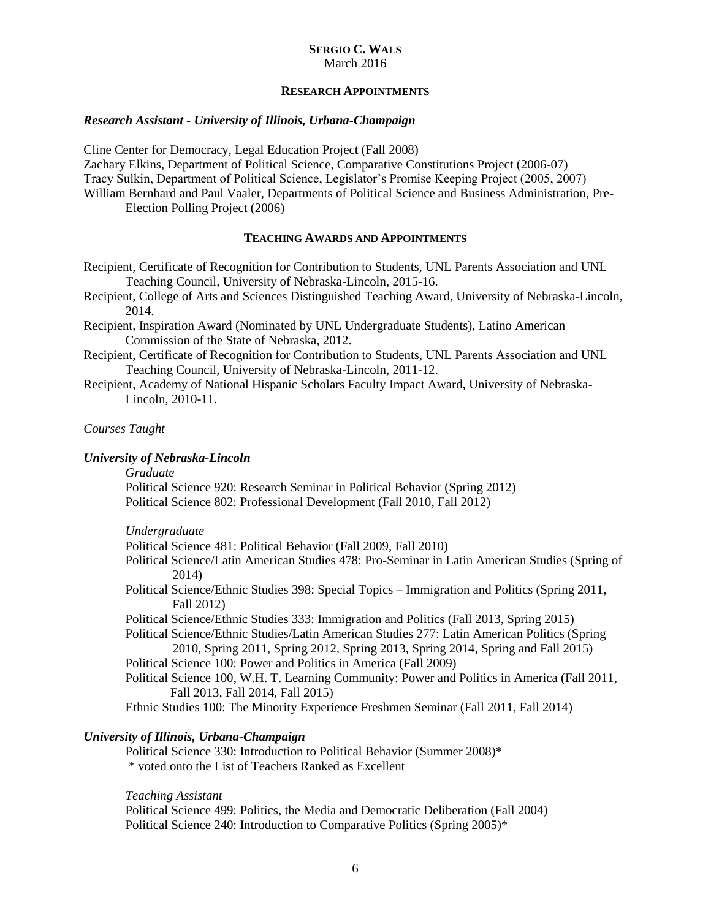**SERGIO C. WALS**
March 2016

## RESEARCH APPOINTMENTS

***Research Assistant - University of Illinois, Urbana-Champaign***

Cline Center for Democracy, Legal Education Project (Fall 2008)
Zachary Elkins, Department of Political Science, Comparative Constitutions Project (2006-07)
Tracy Sulkin, Department of Political Science, Legislator's Promise Keeping Project (2005, 2007)
William Bernhard and Paul Vaaler, Departments of Political Science and Business Administration, Pre-Election Polling Project (2006)

## TEACHING AWARDS AND APPOINTMENTS

Recipient, Certificate of Recognition for Contribution to Students, UNL Parents Association and UNL Teaching Council, University of Nebraska-Lincoln, 2015-16.
Recipient, College of Arts and Sciences Distinguished Teaching Award, University of Nebraska-Lincoln, 2014.
Recipient, Inspiration Award (Nominated by UNL Undergraduate Students), Latino American Commission of the State of Nebraska, 2012.
Recipient, Certificate of Recognition for Contribution to Students, UNL Parents Association and UNL Teaching Council, University of Nebraska-Lincoln, 2011-12.
Recipient, Academy of National Hispanic Scholars Faculty Impact Award, University of Nebraska-Lincoln, 2010-11.

*Courses Taught*

***University of Nebraska-Lincoln***

*Graduate*
Political Science 920: Research Seminar in Political Behavior (Spring 2012)
Political Science 802: Professional Development (Fall 2010, Fall 2012)

*Undergraduate*
Political Science 481: Political Behavior (Fall 2009, Fall 2010)
Political Science/Latin American Studies 478: Pro-Seminar in Latin American Studies (Spring of 2014)
Political Science/Ethnic Studies 398: Special Topics – Immigration and Politics (Spring 2011, Fall 2012)
Political Science/Ethnic Studies 333: Immigration and Politics (Fall 2013, Spring 2015)
Political Science/Ethnic Studies/Latin American Studies 277: Latin American Politics (Spring 2010, Spring 2011, Spring 2012, Spring 2013, Spring 2014, Spring and Fall 2015)
Political Science 100: Power and Politics in America (Fall 2009)
Political Science 100, W.H. T. Learning Community: Power and Politics in America (Fall 2011, Fall 2013, Fall 2014, Fall 2015)
Ethnic Studies 100: The Minority Experience Freshmen Seminar (Fall 2011, Fall 2014)

***University of Illinois, Urbana-Champaign***

Political Science 330: Introduction to Political Behavior (Summer 2008)*
\* voted onto the List of Teachers Ranked as Excellent

*Teaching Assistant*
Political Science 499: Politics, the Media and Democratic Deliberation (Fall 2004)
Political Science 240: Introduction to Comparative Politics (Spring 2005)*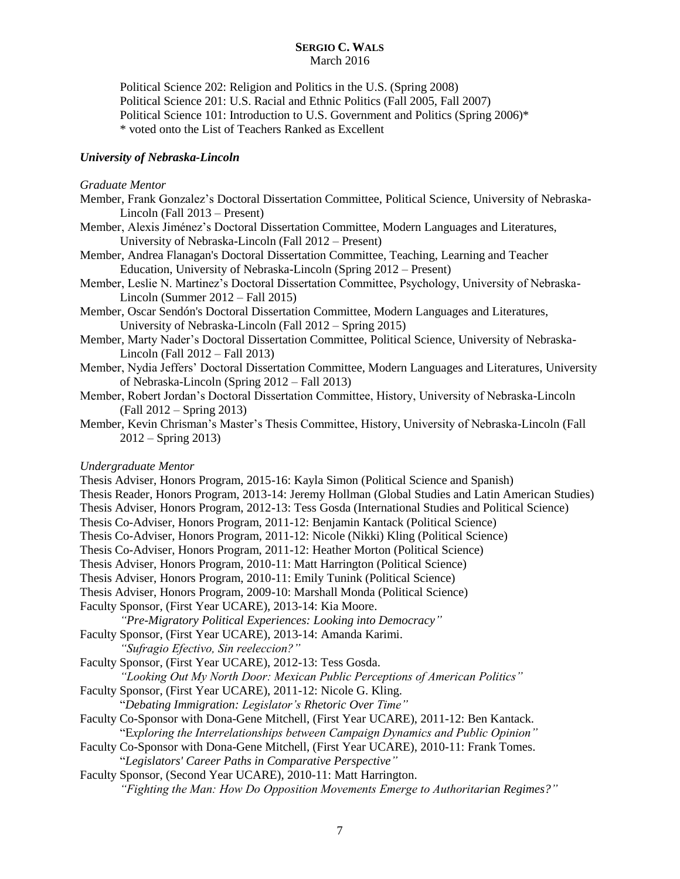Political Science 202: Religion and Politics in the U.S. (Spring 2008)
Political Science 201: U.S. Racial and Ethnic Politics (Fall 2005, Fall 2007)
Political Science 101: Introduction to U.S. Government and Politics (Spring 2006)*
* voted onto the List of Teachers Ranked as Excellent

### *University of Nebraska-Lincoln*

*Graduate Mentor*

Member, Frank Gonzalez's Doctoral Dissertation Committee, Political Science, University of Nebraska-Lincoln (Fall 2013 – Present)
Member, Alexis Jiménez's Doctoral Dissertation Committee, Modern Languages and Literatures, University of Nebraska-Lincoln (Fall 2012 – Present)
Member, Andrea Flanagan's Doctoral Dissertation Committee, Teaching, Learning and Teacher Education, University of Nebraska-Lincoln (Spring 2012 – Present)
Member, Leslie N. Martinez's Doctoral Dissertation Committee, Psychology, University of Nebraska-Lincoln (Summer 2012 – Fall 2015)
Member, Oscar Sendón's Doctoral Dissertation Committee, Modern Languages and Literatures, University of Nebraska-Lincoln (Fall 2012 – Spring 2015)
Member, Marty Nader's Doctoral Dissertation Committee, Political Science, University of Nebraska-Lincoln (Fall 2012 – Fall 2013)
Member, Nydia Jeffers' Doctoral Dissertation Committee, Modern Languages and Literatures, University of Nebraska-Lincoln (Spring 2012 – Fall 2013)
Member, Robert Jordan's Doctoral Dissertation Committee, History, University of Nebraska-Lincoln (Fall 2012 – Spring 2013)
Member, Kevin Chrisman's Master's Thesis Committee, History, University of Nebraska-Lincoln (Fall 2012 – Spring 2013)

*Undergraduate Mentor*

Thesis Adviser, Honors Program, 2015-16: Kayla Simon (Political Science and Spanish)
Thesis Reader, Honors Program, 2013-14: Jeremy Hollman (Global Studies and Latin American Studies)
Thesis Adviser, Honors Program, 2012-13: Tess Gosda (International Studies and Political Science)
Thesis Co-Adviser, Honors Program, 2011-12: Benjamin Kantack (Political Science)
Thesis Co-Adviser, Honors Program, 2011-12: Nicole (Nikki) Kling (Political Science)
Thesis Co-Adviser, Honors Program, 2011-12: Heather Morton (Political Science)
Thesis Adviser, Honors Program, 2010-11: Matt Harrington (Political Science)
Thesis Adviser, Honors Program, 2010-11: Emily Tunink (Political Science)
Thesis Adviser, Honors Program, 2009-10: Marshall Monda (Political Science)
Faculty Sponsor, (First Year UCARE), 2013-14: Kia Moore.
*"Pre-Migratory Political Experiences: Looking into Democracy"*
Faculty Sponsor, (First Year UCARE), 2013-14: Amanda Karimi.
*"Sufragio Efectivo, Sin reeleccion?"*
Faculty Sponsor, (First Year UCARE), 2012-13: Tess Gosda.
*"Looking Out My North Door: Mexican Public Perceptions of American Politics"*
Faculty Sponsor, (First Year UCARE), 2011-12: Nicole G. Kling.
"*Debating Immigration: Legislator's Rhetoric Over Time"*
Faculty Co-Sponsor with Dona-Gene Mitchell, (First Year UCARE), 2011-12: Ben Kantack.
"E*xploring the Interrelationships between Campaign Dynamics and Public Opinion"*
Faculty Co-Sponsor with Dona-Gene Mitchell, (First Year UCARE), 2010-11: Frank Tomes.
"*Legislators' Career Paths in Comparative Perspective"*
Faculty Sponsor, (Second Year UCARE), 2010-11: Matt Harrington.
*"Fighting the Man: How Do Opposition Movements Emerge to Authoritarian Regimes?"*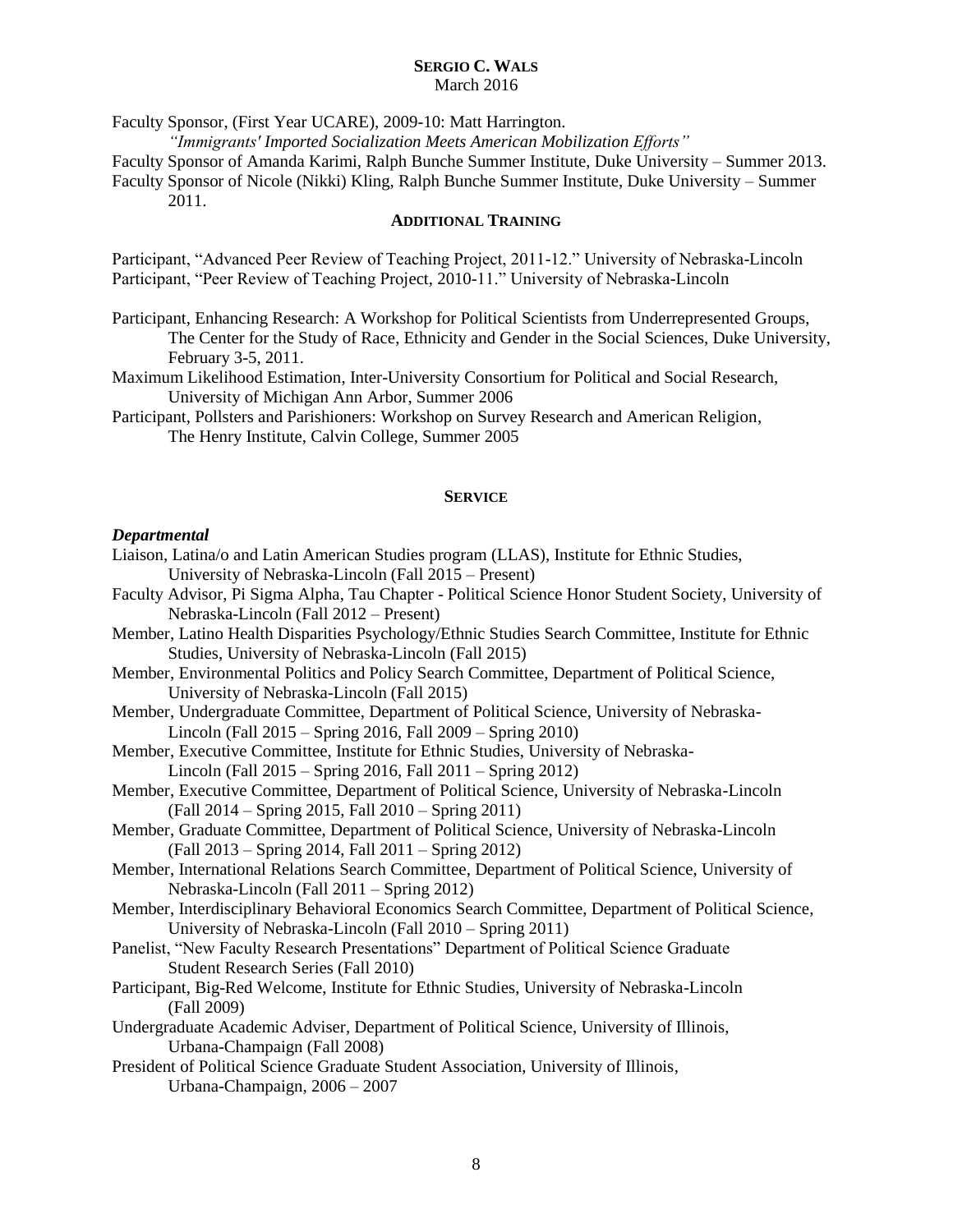Faculty Sponsor, (First Year UCARE), 2009-10: Matt Harrington.
*"Immigrants' Imported Socialization Meets American Mobilization Efforts"*

Faculty Sponsor of Amanda Karimi, Ralph Bunche Summer Institute, Duke University – Summer 2013.

Faculty Sponsor of Nicole (Nikki) Kling, Ralph Bunche Summer Institute, Duke University – Summer 2011.

## ADDITIONAL TRAINING

Participant, "Advanced Peer Review of Teaching Project, 2011-12." University of Nebraska-Lincoln

Participant, "Peer Review of Teaching Project, 2010-11." University of Nebraska-Lincoln

Participant, Enhancing Research: A Workshop for Political Scientists from Underrepresented Groups, The Center for the Study of Race, Ethnicity and Gender in the Social Sciences, Duke University, February 3-5, 2011.

Maximum Likelihood Estimation, Inter-University Consortium for Political and Social Research, University of Michigan Ann Arbor, Summer 2006

Participant, Pollsters and Parishioners: Workshop on Survey Research and American Religion, The Henry Institute, Calvin College, Summer 2005

## SERVICE

### *Departmental*

Liaison, Latina/o and Latin American Studies program (LLAS), Institute for Ethnic Studies, University of Nebraska-Lincoln (Fall 2015 – Present)

Faculty Advisor, Pi Sigma Alpha, Tau Chapter - Political Science Honor Student Society, University of Nebraska-Lincoln (Fall 2012 – Present)

Member, Latino Health Disparities Psychology/Ethnic Studies Search Committee, Institute for Ethnic Studies, University of Nebraska-Lincoln (Fall 2015)

Member, Environmental Politics and Policy Search Committee, Department of Political Science, University of Nebraska-Lincoln (Fall 2015)

Member, Undergraduate Committee, Department of Political Science, University of Nebraska-Lincoln (Fall 2015 – Spring 2016, Fall 2009 – Spring 2010)

Member, Executive Committee, Institute for Ethnic Studies, University of Nebraska-Lincoln (Fall 2015 – Spring 2016, Fall 2011 – Spring 2012)

Member, Executive Committee, Department of Political Science, University of Nebraska-Lincoln (Fall 2014 – Spring 2015, Fall 2010 – Spring 2011)

Member, Graduate Committee, Department of Political Science, University of Nebraska-Lincoln (Fall 2013 – Spring 2014, Fall 2011 – Spring 2012)

Member, International Relations Search Committee, Department of Political Science, University of Nebraska-Lincoln (Fall 2011 – Spring 2012)

Member, Interdisciplinary Behavioral Economics Search Committee, Department of Political Science, University of Nebraska-Lincoln (Fall 2010 – Spring 2011)

Panelist, "New Faculty Research Presentations" Department of Political Science Graduate Student Research Series (Fall 2010)

Participant, Big-Red Welcome, Institute for Ethnic Studies, University of Nebraska-Lincoln (Fall 2009)

Undergraduate Academic Adviser, Department of Political Science, University of Illinois, Urbana-Champaign (Fall 2008)

President of Political Science Graduate Student Association, University of Illinois, Urbana-Champaign, 2006 – 2007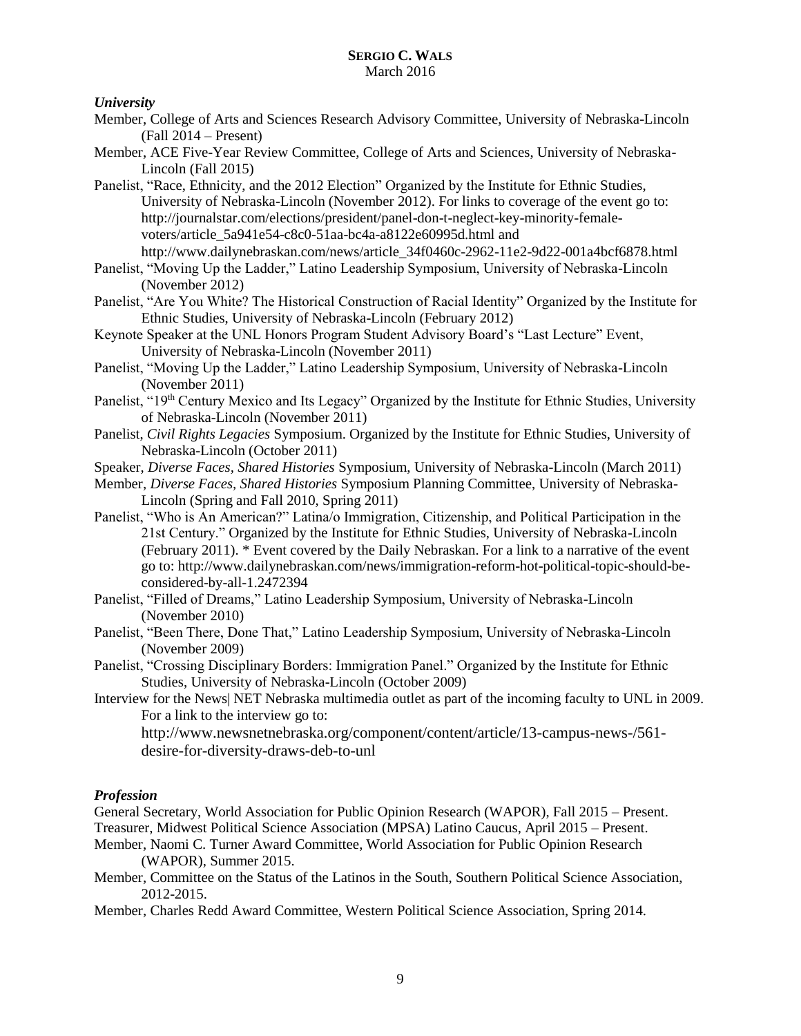### *University*

Member, College of Arts and Sciences Research Advisory Committee, University of Nebraska-Lincoln (Fall 2014 – Present)

Member, ACE Five-Year Review Committee, College of Arts and Sciences, University of Nebraska-Lincoln (Fall 2015)

Panelist, "Race, Ethnicity, and the 2012 Election" Organized by the Institute for Ethnic Studies, University of Nebraska-Lincoln (November 2012). For links to coverage of the event go to: http://journalstar.com/elections/president/panel-don-t-neglect-key-minority-female-voters/article_5a941e54-c8c0-51aa-bc4a-a8122e60995d.html and http://www.dailynebraskan.com/news/article_34f0460c-2962-11e2-9d22-001a4bcf6878.html

Panelist, "Moving Up the Ladder," Latino Leadership Symposium, University of Nebraska-Lincoln (November 2012)

Panelist, "Are You White? The Historical Construction of Racial Identity" Organized by the Institute for Ethnic Studies, University of Nebraska-Lincoln (February 2012)

Keynote Speaker at the UNL Honors Program Student Advisory Board's "Last Lecture" Event, University of Nebraska-Lincoln (November 2011)

Panelist, "Moving Up the Ladder," Latino Leadership Symposium, University of Nebraska-Lincoln (November 2011)

Panelist, "19th Century Mexico and Its Legacy" Organized by the Institute for Ethnic Studies, University of Nebraska-Lincoln (November 2011)

Panelist, *Civil Rights Legacies* Symposium. Organized by the Institute for Ethnic Studies, University of Nebraska-Lincoln (October 2011)

Speaker, *Diverse Faces, Shared Histories* Symposium, University of Nebraska-Lincoln (March 2011)

Member, *Diverse Faces, Shared Histories* Symposium Planning Committee, University of Nebraska-Lincoln (Spring and Fall 2010, Spring 2011)

Panelist, "Who is An American?" Latina/o Immigration, Citizenship, and Political Participation in the 21st Century." Organized by the Institute for Ethnic Studies, University of Nebraska-Lincoln (February 2011). * Event covered by the Daily Nebraskan. For a link to a narrative of the event go to: http://www.dailynebraskan.com/news/immigration-reform-hot-political-topic-should-be-considered-by-all-1.2472394

Panelist, "Filled of Dreams," Latino Leadership Symposium, University of Nebraska-Lincoln (November 2010)

Panelist, "Been There, Done That," Latino Leadership Symposium, University of Nebraska-Lincoln (November 2009)

Panelist, "Crossing Disciplinary Borders: Immigration Panel." Organized by the Institute for Ethnic Studies, University of Nebraska-Lincoln (October 2009)

Interview for the News| NET Nebraska multimedia outlet as part of the incoming faculty to UNL in 2009. For a link to the interview go to: http://www.newsnetnebraska.org/component/content/article/13-campus-news-/561-desire-for-diversity-draws-deb-to-unl

### *Profession*

General Secretary, World Association for Public Opinion Research (WAPOR), Fall 2015 – Present.

Treasurer, Midwest Political Science Association (MPSA) Latino Caucus, April 2015 – Present.

Member, Naomi C. Turner Award Committee, World Association for Public Opinion Research (WAPOR), Summer 2015.

Member, Committee on the Status of the Latinos in the South, Southern Political Science Association, 2012-2015.

Member, Charles Redd Award Committee, Western Political Science Association, Spring 2014.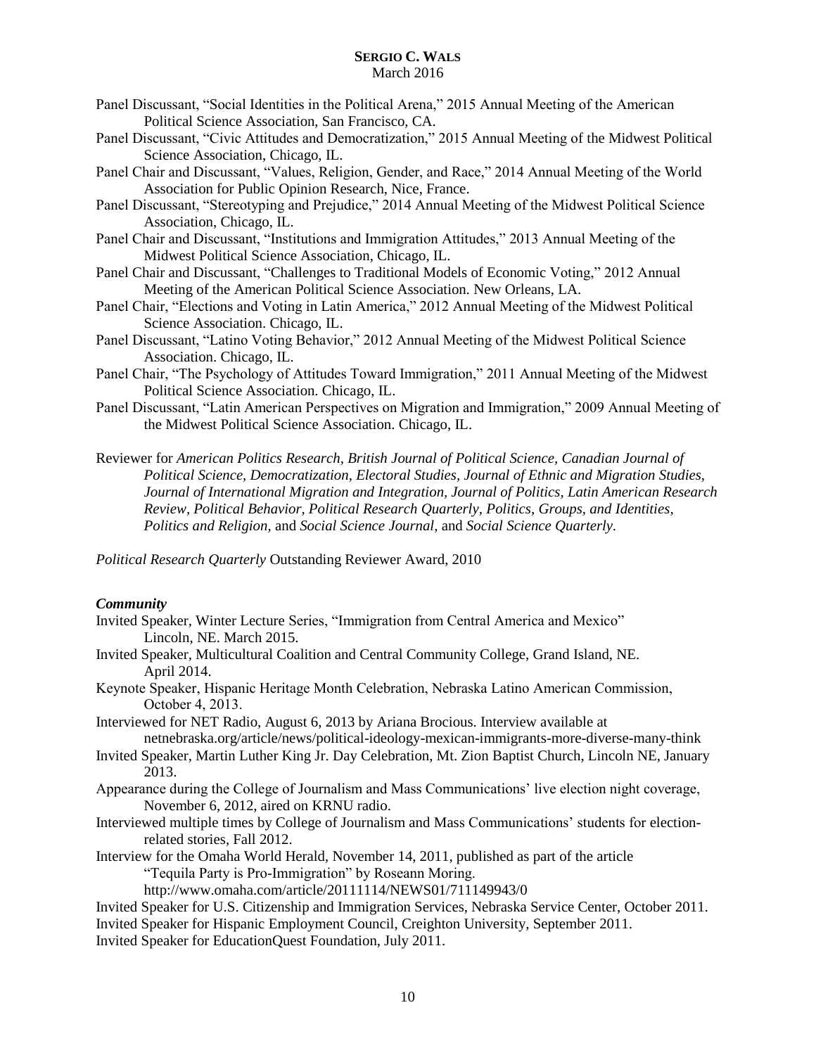Panel Discussant, "Social Identities in the Political Arena," 2015 Annual Meeting of the American Political Science Association, San Francisco, CA.

Panel Discussant, "Civic Attitudes and Democratization," 2015 Annual Meeting of the Midwest Political Science Association, Chicago, IL.

Panel Chair and Discussant, "Values, Religion, Gender, and Race," 2014 Annual Meeting of the World Association for Public Opinion Research, Nice, France.

Panel Discussant, "Stereotyping and Prejudice," 2014 Annual Meeting of the Midwest Political Science Association, Chicago, IL.

Panel Chair and Discussant, "Institutions and Immigration Attitudes," 2013 Annual Meeting of the Midwest Political Science Association, Chicago, IL.

Panel Chair and Discussant, "Challenges to Traditional Models of Economic Voting," 2012 Annual Meeting of the American Political Science Association. New Orleans, LA.

Panel Chair, "Elections and Voting in Latin America," 2012 Annual Meeting of the Midwest Political Science Association. Chicago, IL.

Panel Discussant, "Latino Voting Behavior," 2012 Annual Meeting of the Midwest Political Science Association. Chicago, IL.

Panel Chair, "The Psychology of Attitudes Toward Immigration," 2011 Annual Meeting of the Midwest Political Science Association. Chicago, IL.

Panel Discussant, "Latin American Perspectives on Migration and Immigration," 2009 Annual Meeting of the Midwest Political Science Association. Chicago, IL.

Reviewer for *American Politics Research, British Journal of Political Science, Canadian Journal of Political Science, Democratization, Electoral Studies, Journal of Ethnic and Migration Studies, Journal of International Migration and Integration, Journal of Politics, Latin American Research Review, Political Behavior, Political Research Quarterly, Politics, Groups, and Identities, Politics and Religion,* and *Social Science Journal,* and *Social Science Quarterly.*

*Political Research Quarterly* Outstanding Reviewer Award, 2010

***Community***

Invited Speaker, Winter Lecture Series, "Immigration from Central America and Mexico" Lincoln, NE. March 2015.

Invited Speaker, Multicultural Coalition and Central Community College, Grand Island, NE. April 2014.

Keynote Speaker, Hispanic Heritage Month Celebration, Nebraska Latino American Commission, October 4, 2013.

Interviewed for NET Radio, August 6, 2013 by Ariana Brocious. Interview available at netnebraska.org/article/news/political-ideology-mexican-immigrants-more-diverse-many-think

Invited Speaker, Martin Luther King Jr. Day Celebration, Mt. Zion Baptist Church, Lincoln NE, January 2013.

Appearance during the College of Journalism and Mass Communications' live election night coverage, November 6, 2012, aired on KRNU radio.

Interviewed multiple times by College of Journalism and Mass Communications' students for election-related stories, Fall 2012.

Interview for the Omaha World Herald, November 14, 2011, published as part of the article "Tequila Party is Pro-Immigration" by Roseann Moring. http://www.omaha.com/article/20111114/NEWS01/711149943/0

Invited Speaker for U.S. Citizenship and Immigration Services, Nebraska Service Center, October 2011.

Invited Speaker for Hispanic Employment Council, Creighton University, September 2011.

Invited Speaker for EducationQuest Foundation, July 2011.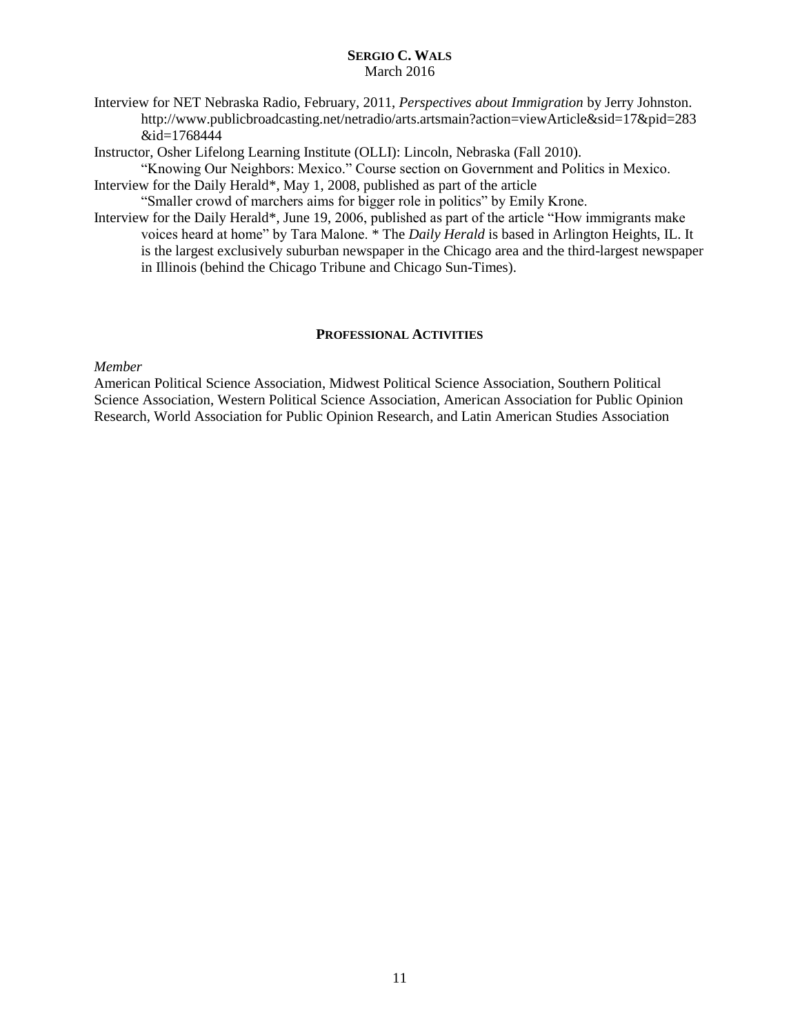Interview for NET Nebraska Radio, February, 2011, *Perspectives about Immigration* by Jerry Johnston. http://www.publicbroadcasting.net/netradio/arts.artsmain?action=viewArticle&sid=17&pid=283&id=1768444

Instructor, Osher Lifelong Learning Institute (OLLI): Lincoln, Nebraska (Fall 2010). "Knowing Our Neighbors: Mexico." Course section on Government and Politics in Mexico.

Interview for the Daily Herald*, May 1, 2008, published as part of the article "Smaller crowd of marchers aims for bigger role in politics" by Emily Krone.

Interview for the Daily Herald*, June 19, 2006, published as part of the article "How immigrants make voices heard at home" by Tara Malone. * The *Daily Herald* is based in Arlington Heights, IL. It is the largest exclusively suburban newspaper in the Chicago area and the third-largest newspaper in Illinois (behind the Chicago Tribune and Chicago Sun-Times).

## PROFESSIONAL ACTIVITIES

*Member*

American Political Science Association, Midwest Political Science Association, Southern Political Science Association, Western Political Science Association, American Association for Public Opinion Research, World Association for Public Opinion Research, and Latin American Studies Association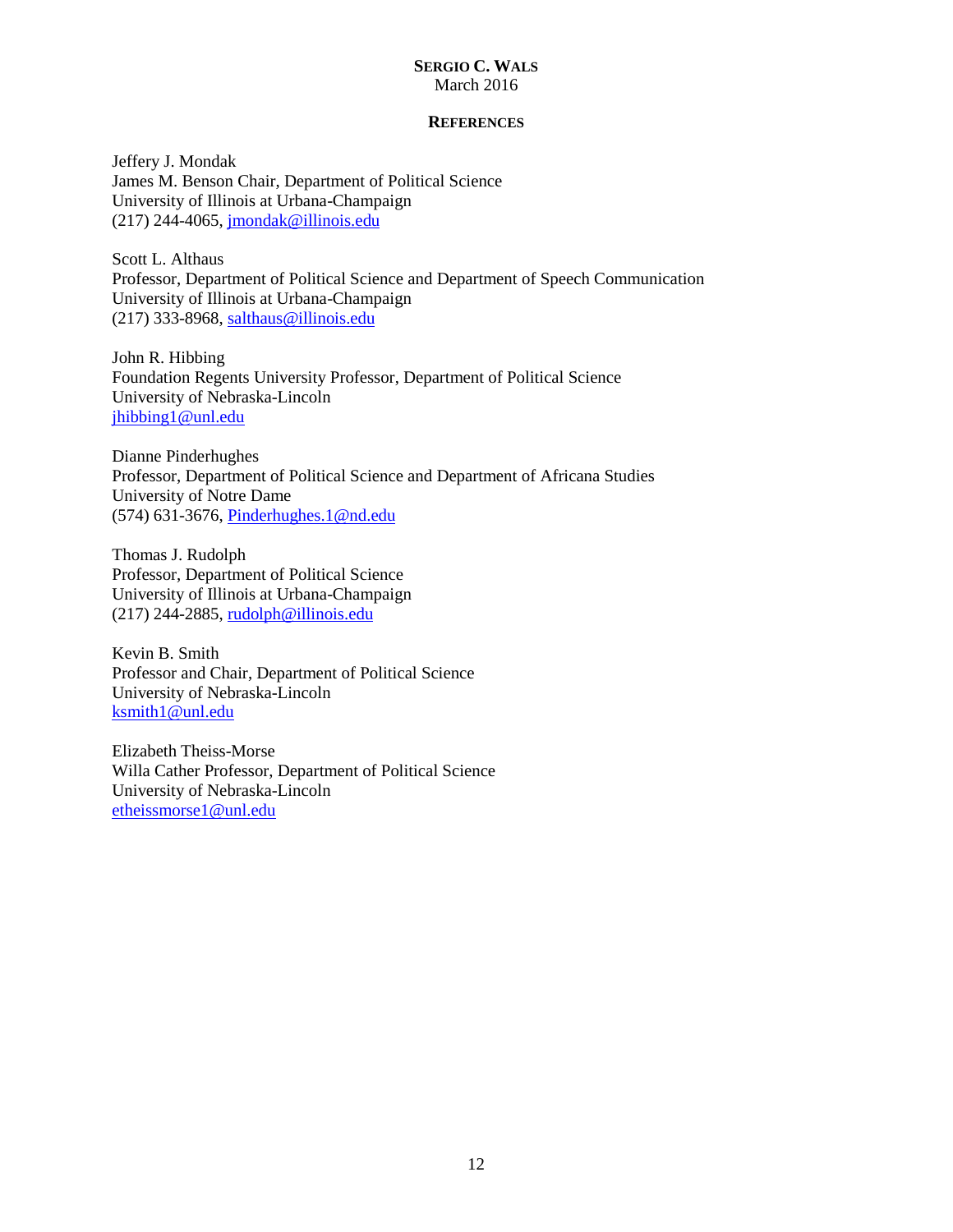**SERGIO C. WALS**
March 2016

**REFERENCES**

Jeffery J. Mondak
James M. Benson Chair, Department of Political Science
University of Illinois at Urbana-Champaign
(217) 244-4065, jmondak@illinois.edu

Scott L. Althaus
Professor, Department of Political Science and Department of Speech Communication
University of Illinois at Urbana-Champaign
(217) 333-8968, salthaus@illinois.edu

John R. Hibbing
Foundation Regents University Professor, Department of Political Science
University of Nebraska-Lincoln
jhibbing1@unl.edu

Dianne Pinderhughes
Professor, Department of Political Science and Department of Africana Studies
University of Notre Dame
(574) 631-3676, Pinderhughes.1@nd.edu

Thomas J. Rudolph
Professor, Department of Political Science
University of Illinois at Urbana-Champaign
(217) 244-2885, rudolph@illinois.edu

Kevin B. Smith
Professor and Chair, Department of Political Science
University of Nebraska-Lincoln
ksmith1@unl.edu

Elizabeth Theiss-Morse
Willa Cather Professor, Department of Political Science
University of Nebraska-Lincoln
etheissmorse1@unl.edu